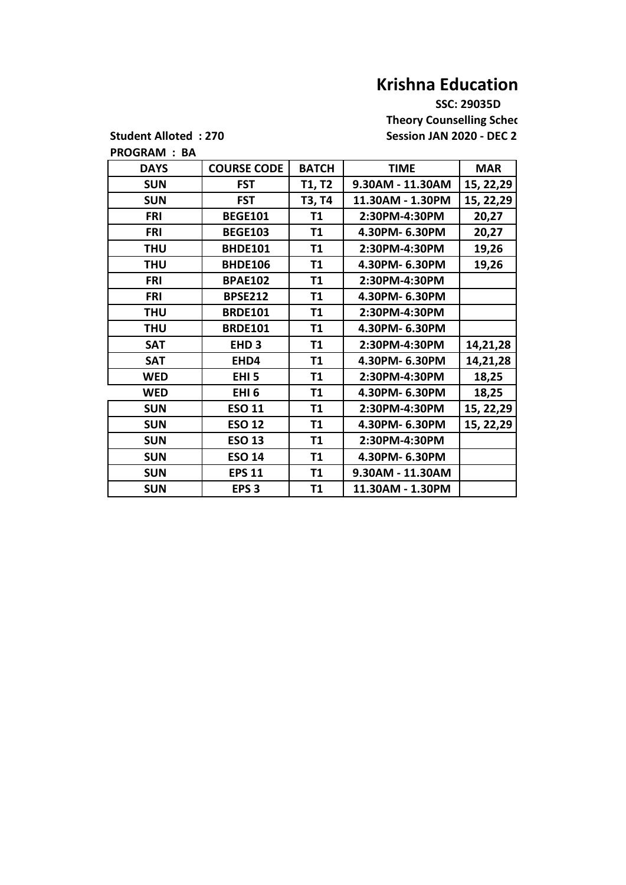# Krishna Education

**SSC: 29035D**

**Theory Counselling Sched**

**Student Alloted : 270**

**Session JAN 2020 - DEC 2**

**PROGRAM : BA**

| DAYS | COURSE CODE | BATCH | TIME | MAR |
|---|---|---|---|---|
| SUN | FST | T1, T2 | 9.30AM - 11.30AM | 15, 22,29 |
| SUN | FST | T3, T4 | 11.30AM - 1.30PM | 15, 22,29 |
| FRI | BEGE101 | T1 | 2:30PM-4:30PM | 20,27 |
| FRI | BEGE103 | T1 | 4.30PM- 6.30PM | 20,27 |
| THU | BHDE101 | T1 | 2:30PM-4:30PM | 19,26 |
| THU | BHDE106 | T1 | 4.30PM- 6.30PM | 19,26 |
| FRI | BPAE102 | T1 | 2:30PM-4:30PM | |
| FRI | BPSE212 | T1 | 4.30PM- 6.30PM | |
| THU | BRDE101 | T1 | 2:30PM-4:30PM | |
| THU | BRDE101 | T1 | 4.30PM- 6.30PM | |
| SAT | EHD 3 | T1 | 2:30PM-4:30PM | 14,21,28 |
| SAT | EHD4 | T1 | 4.30PM- 6.30PM | 14,21,28 |
| WED | EHI 5 | T1 | 2:30PM-4:30PM | 18,25 |
| WED | EHI 6 | T1 | 4.30PM- 6.30PM | 18,25 |
| SUN | ESO 11 | T1 | 2:30PM-4:30PM | 15, 22,29 |
| SUN | ESO 12 | T1 | 4.30PM- 6.30PM | 15, 22,29 |
| SUN | ESO 13 | T1 | 2:30PM-4:30PM | |
| SUN | ESO 14 | T1 | 4.30PM- 6.30PM | |
| SUN | EPS 11 | T1 | 9.30AM - 11.30AM | |
| SUN | EPS 3 | T1 | 11.30AM - 1.30PM | |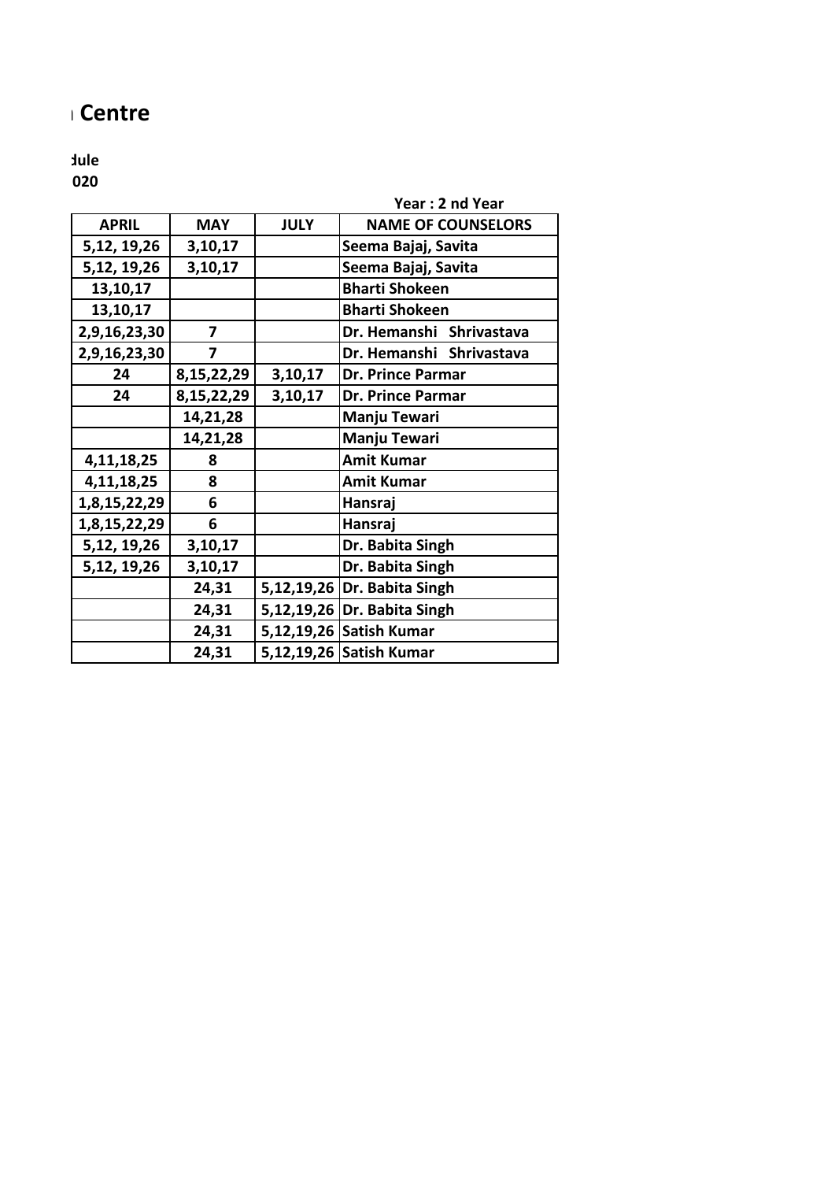# Centre

dule
020

Year : 2 nd Year

| APRIL | MAY | JULY | NAME OF COUNSELORS |
|---|---|---|---|
| 5,12, 19,26 | 3,10,17 | | Seema Bajaj, Savita |
| 5,12, 19,26 | 3,10,17 | | Seema Bajaj, Savita |
| 13,10,17 | | | Bharti Shokeen |
| 13,10,17 | | | Bharti Shokeen |
| 2,9,16,23,30 | 7 | | Dr. Hemanshi Shrivastava |
| 2,9,16,23,30 | 7 | | Dr. Hemanshi Shrivastava |
| 24 | 8,15,22,29 | 3,10,17 | Dr. Prince Parmar |
| 24 | 8,15,22,29 | 3,10,17 | Dr. Prince Parmar |
| | 14,21,28 | | Manju Tewari |
| | 14,21,28 | | Manju Tewari |
| 4,11,18,25 | 8 | | Amit Kumar |
| 4,11,18,25 | 8 | | Amit Kumar |
| 1,8,15,22,29 | 6 | | Hansraj |
| 1,8,15,22,29 | 6 | | Hansraj |
| 5,12, 19,26 | 3,10,17 | | Dr. Babita Singh |
| 5,12, 19,26 | 3,10,17 | | Dr. Babita Singh |
| | 24,31 | 5,12,19,26 | Dr. Babita Singh |
| | 24,31 | 5,12,19,26 | Dr. Babita Singh |
| | 24,31 | 5,12,19,26 | Satish Kumar |
| | 24,31 | 5,12,19,26 | Satish Kumar |